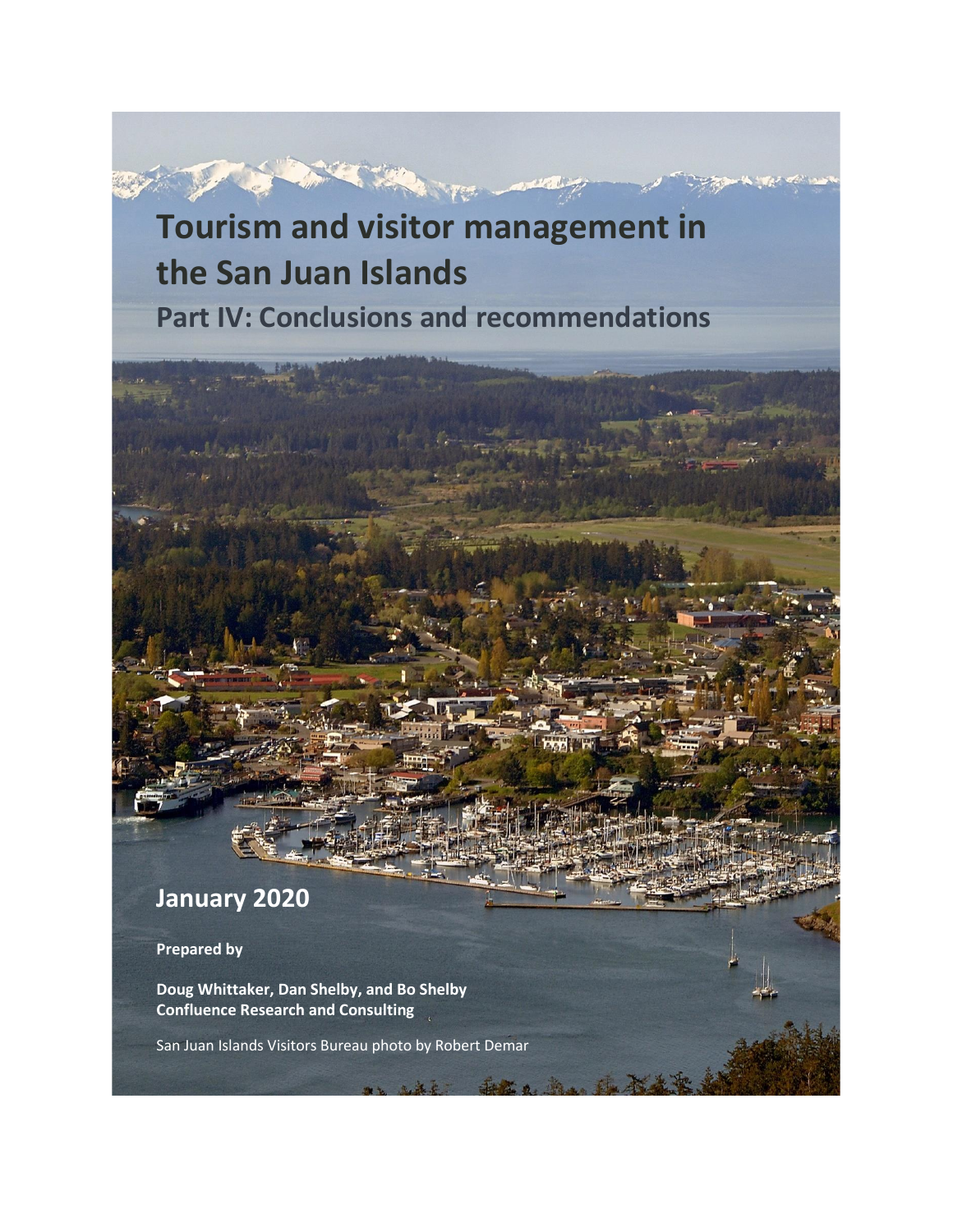# Tourism and visitor management in the San Juan Islands

## Part IV: Conclusions and recommendations

## January 2020

**Prepared by**

**Doug Whittaker, Dan Shelby, and Bo Shelby**
**Confluence Research and Consulting**

San Juan Islands Visitors Bureau photo by Robert Demar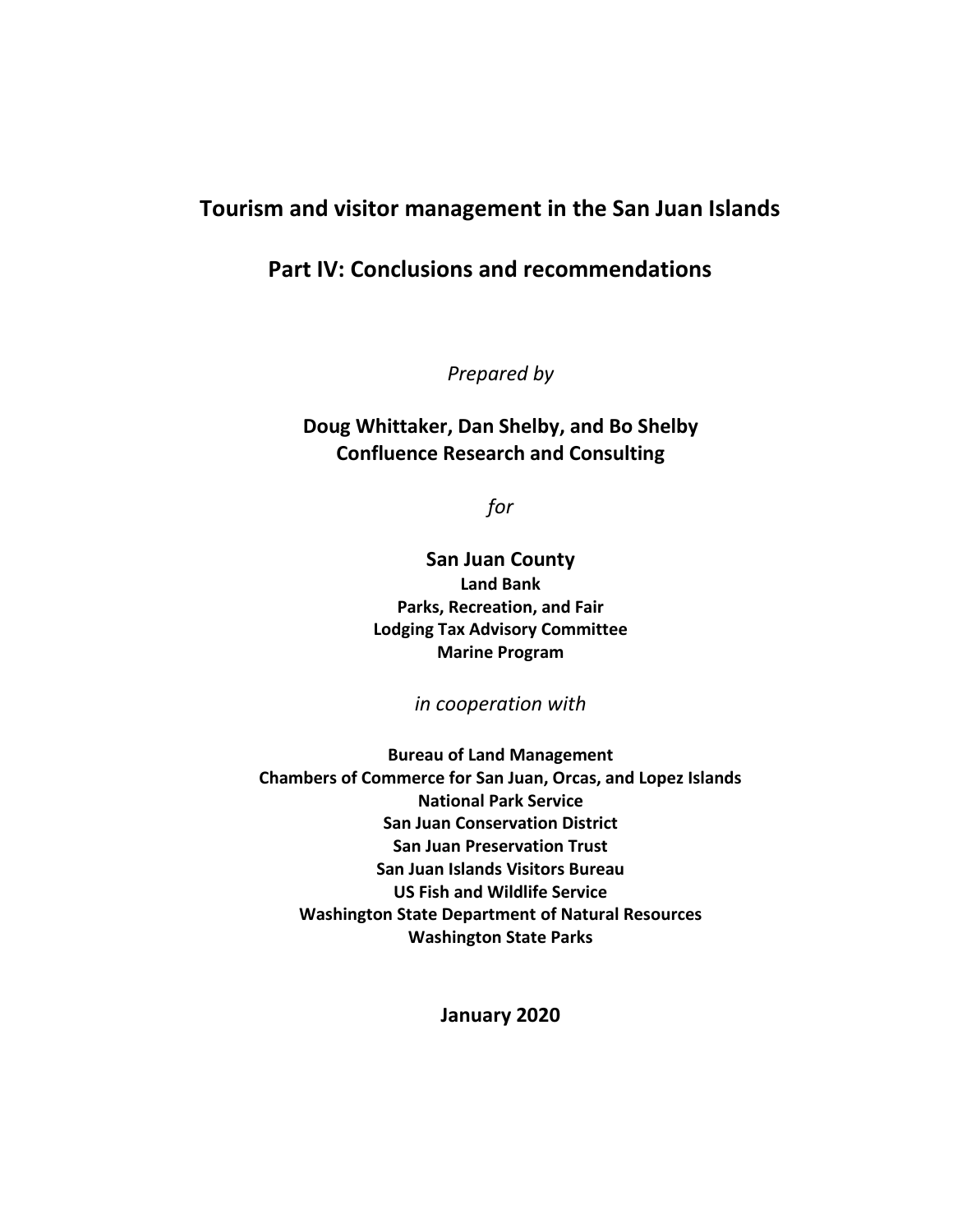# Tourism and visitor management in the San Juan Islands

## Part IV: Conclusions and recommendations

*Prepared by*

**Doug Whittaker, Dan Shelby, and Bo Shelby**
**Confluence Research and Consulting**

*for*

**San Juan County**
**Land Bank**
**Parks, Recreation, and Fair**
**Lodging Tax Advisory Committee**
**Marine Program**

*in cooperation with*

**Bureau of Land Management**
**Chambers of Commerce for San Juan, Orcas, and Lopez Islands**
**National Park Service**
**San Juan Conservation District**
**San Juan Preservation Trust**
**San Juan Islands Visitors Bureau**
**US Fish and Wildlife Service**
**Washington State Department of Natural Resources**
**Washington State Parks**

**January 2020**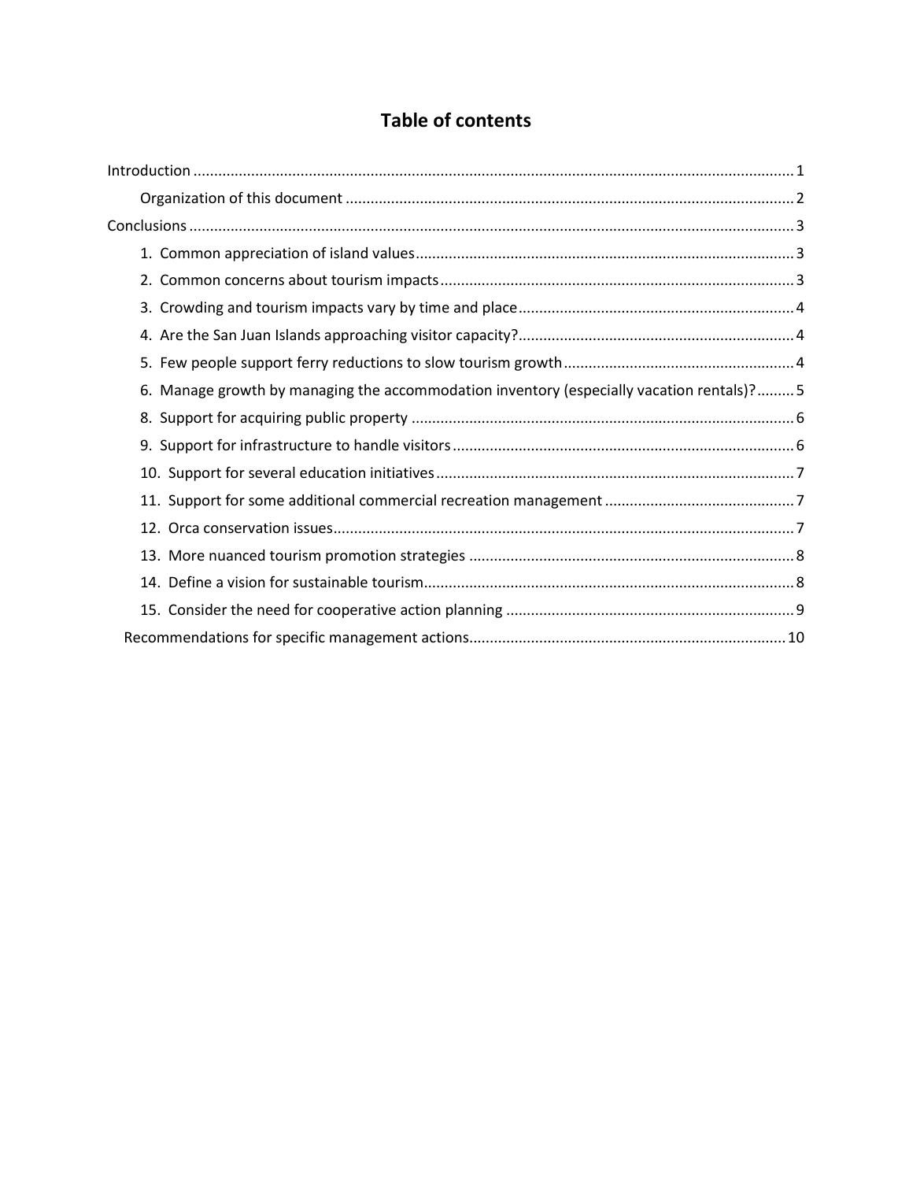# Table of contents

Introduction ..... 1

- Organization of this document ..... 2

Conclusions ..... 3

- 1. Common appreciation of island values ..... 3
- 2. Common concerns about tourism impacts ..... 3
- 3. Crowding and tourism impacts vary by time and place ..... 4
- 4. Are the San Juan Islands approaching visitor capacity? ..... 4
- 5. Few people support ferry reductions to slow tourism growth ..... 4
- 6. Manage growth by managing the accommodation inventory (especially vacation rentals)? ..... 5
- 8. Support for acquiring public property ..... 6
- 9. Support for infrastructure to handle visitors ..... 6
- 10. Support for several education initiatives ..... 7
- 11. Support for some additional commercial recreation management ..... 7
- 12. Orca conservation issues ..... 7
- 13. More nuanced tourism promotion strategies ..... 8
- 14. Define a vision for sustainable tourism ..... 8
- 15. Consider the need for cooperative action planning ..... 9

Recommendations for specific management actions ..... 10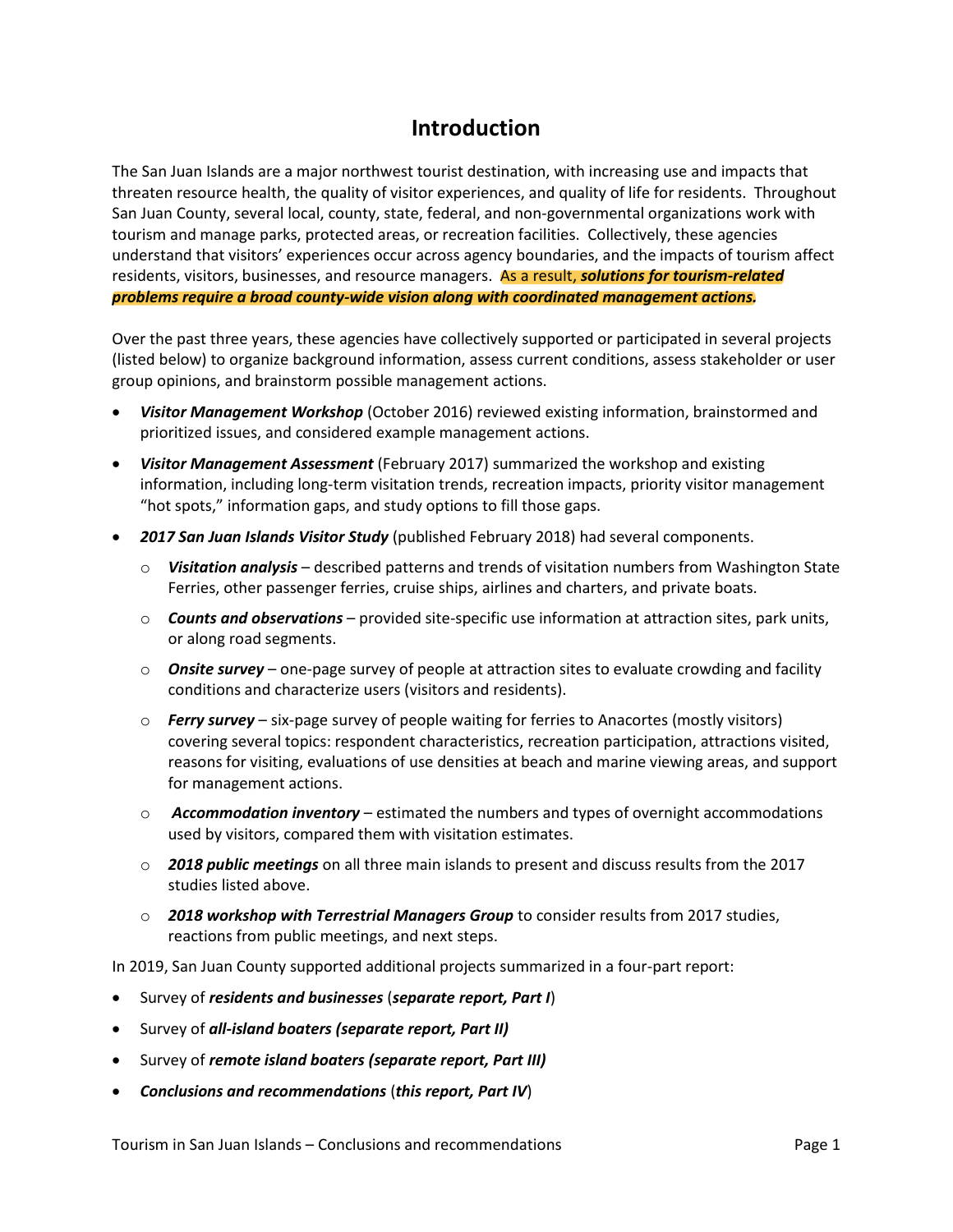# Introduction

The San Juan Islands are a major northwest tourist destination, with increasing use and impacts that threaten resource health, the quality of visitor experiences, and quality of life for residents. Throughout San Juan County, several local, county, state, federal, and non-governmental organizations work with tourism and manage parks, protected areas, or recreation facilities. Collectively, these agencies understand that visitors' experiences occur across agency boundaries, and the impacts of tourism affect residents, visitors, businesses, and resource managers. As a result, ***solutions for tourism-related problems require a broad county-wide vision along with coordinated management actions.***

Over the past three years, these agencies have collectively supported or participated in several projects (listed below) to organize background information, assess current conditions, assess stakeholder or user group opinions, and brainstorm possible management actions.

- ***Visitor Management Workshop*** (October 2016) reviewed existing information, brainstormed and prioritized issues, and considered example management actions.
- ***Visitor Management Assessment*** (February 2017) summarized the workshop and existing information, including long-term visitation trends, recreation impacts, priority visitor management "hot spots," information gaps, and study options to fill those gaps.
- ***2017 San Juan Islands Visitor Study*** (published February 2018) had several components.
  - ***Visitation analysis*** – described patterns and trends of visitation numbers from Washington State Ferries, other passenger ferries, cruise ships, airlines and charters, and private boats.
  - ***Counts and observations*** – provided site-specific use information at attraction sites, park units, or along road segments.
  - ***Onsite survey*** – one-page survey of people at attraction sites to evaluate crowding and facility conditions and characterize users (visitors and residents).
  - ***Ferry survey*** – six-page survey of people waiting for ferries to Anacortes (mostly visitors) covering several topics: respondent characteristics, recreation participation, attractions visited, reasons for visiting, evaluations of use densities at beach and marine viewing areas, and support for management actions.
  - ***Accommodation inventory*** – estimated the numbers and types of overnight accommodations used by visitors, compared them with visitation estimates.
  - ***2018 public meetings*** on all three main islands to present and discuss results from the 2017 studies listed above.
  - ***2018 workshop with Terrestrial Managers Group*** to consider results from 2017 studies, reactions from public meetings, and next steps.

In 2019, San Juan County supported additional projects summarized in a four-part report:

- Survey of ***residents and businesses*** (***separate report, Part I***)
- Survey of ***all-island boaters (separate report, Part II)***
- Survey of ***remote island boaters (separate report, Part III)***
- ***Conclusions and recommendations*** (***this report, Part IV***)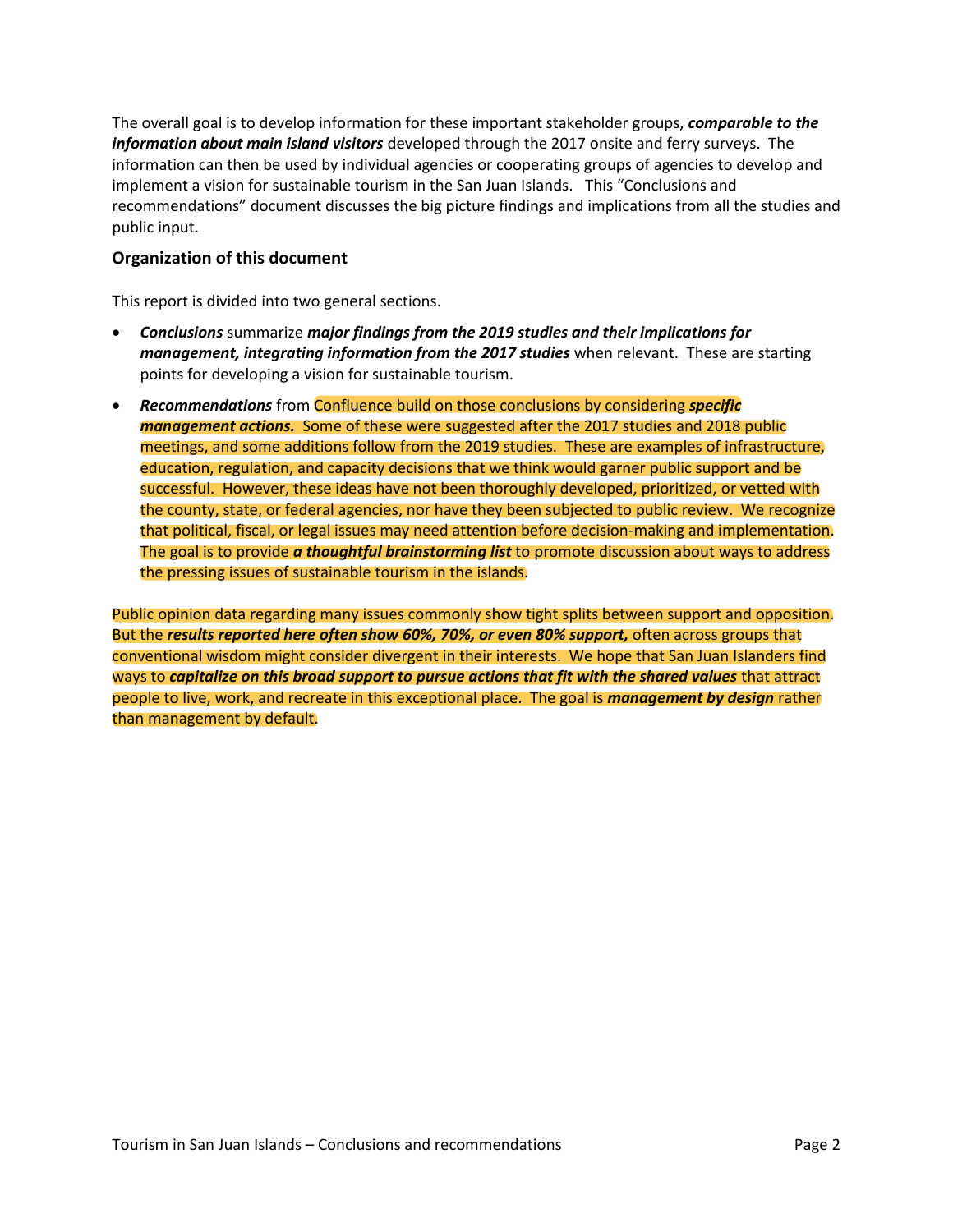The overall goal is to develop information for these important stakeholder groups, ***comparable to the information about main island visitors*** developed through the 2017 onsite and ferry surveys. The information can then be used by individual agencies or cooperating groups of agencies to develop and implement a vision for sustainable tourism in the San Juan Islands. This "Conclusions and recommendations" document discusses the big picture findings and implications from all the studies and public input.

### Organization of this document

This report is divided into two general sections.

- ***Conclusions*** summarize ***major findings from the 2019 studies and their implications for management, integrating information from the 2017 studies*** when relevant. These are starting points for developing a vision for sustainable tourism.
- ***Recommendations*** from Confluence build on those conclusions by considering ***specific management actions.*** Some of these were suggested after the 2017 studies and 2018 public meetings, and some additions follow from the 2019 studies. These are examples of infrastructure, education, regulation, and capacity decisions that we think would garner public support and be successful. However, these ideas have not been thoroughly developed, prioritized, or vetted with the county, state, or federal agencies, nor have they been subjected to public review. We recognize that political, fiscal, or legal issues may need attention before decision-making and implementation. The goal is to provide ***a thoughtful brainstorming list*** to promote discussion about ways to address the pressing issues of sustainable tourism in the islands.

Public opinion data regarding many issues commonly show tight splits between support and opposition. But the ***results reported here often show 60%, 70%, or even 80% support,*** often across groups that conventional wisdom might consider divergent in their interests. We hope that San Juan Islanders find ways to ***capitalize on this broad support to pursue actions that fit with the shared values*** that attract people to live, work, and recreate in this exceptional place. The goal is ***management by design*** rather than management by default.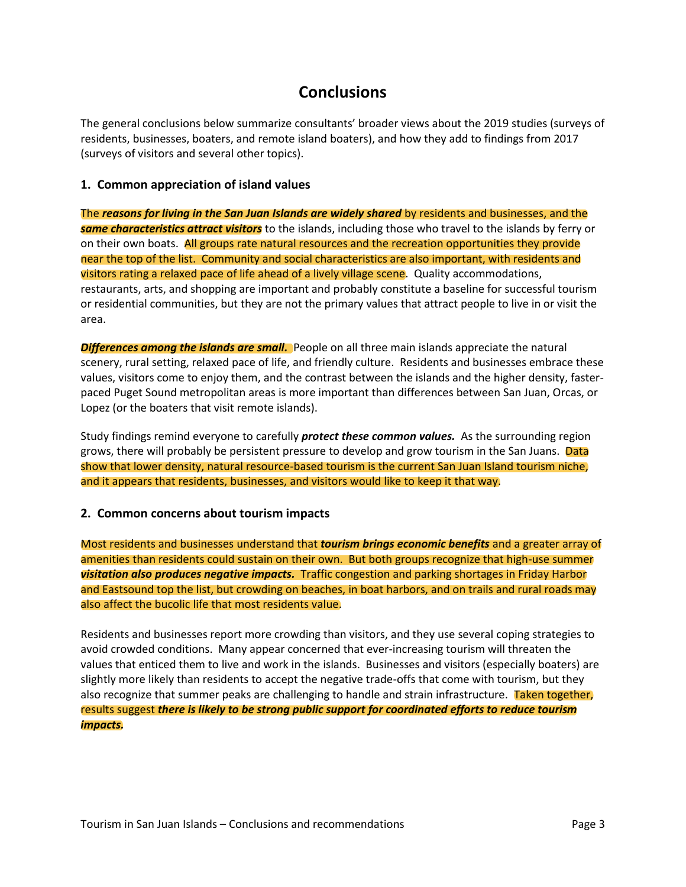# Conclusions

The general conclusions below summarize consultants' broader views about the 2019 studies (surveys of residents, businesses, boaters, and remote island boaters), and how they add to findings from 2017 (surveys of visitors and several other topics).

### 1. Common appreciation of island values

The ***reasons for living in the San Juan Islands are widely shared*** by residents and businesses, and the ***same characteristics attract visitors*** to the islands, including those who travel to the islands by ferry or on their own boats. All groups rate natural resources and the recreation opportunities they provide near the top of the list. Community and social characteristics are also important, with residents and visitors rating a relaxed pace of life ahead of a lively village scene. Quality accommodations, restaurants, arts, and shopping are important and probably constitute a baseline for successful tourism or residential communities, but they are not the primary values that attract people to live in or visit the area.

***Differences among the islands are small.*** People on all three main islands appreciate the natural scenery, rural setting, relaxed pace of life, and friendly culture. Residents and businesses embrace these values, visitors come to enjoy them, and the contrast between the islands and the higher density, faster-paced Puget Sound metropolitan areas is more important than differences between San Juan, Orcas, or Lopez (or the boaters that visit remote islands).

Study findings remind everyone to carefully ***protect these common values.*** As the surrounding region grows, there will probably be persistent pressure to develop and grow tourism in the San Juans. Data show that lower density, natural resource-based tourism is the current San Juan Island tourism niche, and it appears that residents, businesses, and visitors would like to keep it that way.

### 2. Common concerns about tourism impacts

Most residents and businesses understand that ***tourism brings economic benefits*** and a greater array of amenities than residents could sustain on their own. But both groups recognize that high-use summer ***visitation also produces negative impacts.*** Traffic congestion and parking shortages in Friday Harbor and Eastsound top the list, but crowding on beaches, in boat harbors, and on trails and rural roads may also affect the bucolic life that most residents value.

Residents and businesses report more crowding than visitors, and they use several coping strategies to avoid crowded conditions. Many appear concerned that ever-increasing tourism will threaten the values that enticed them to live and work in the islands. Businesses and visitors (especially boaters) are slightly more likely than residents to accept the negative trade-offs that come with tourism, but they also recognize that summer peaks are challenging to handle and strain infrastructure. Taken together, results suggest ***there is likely to be strong public support for coordinated efforts to reduce tourism impacts.***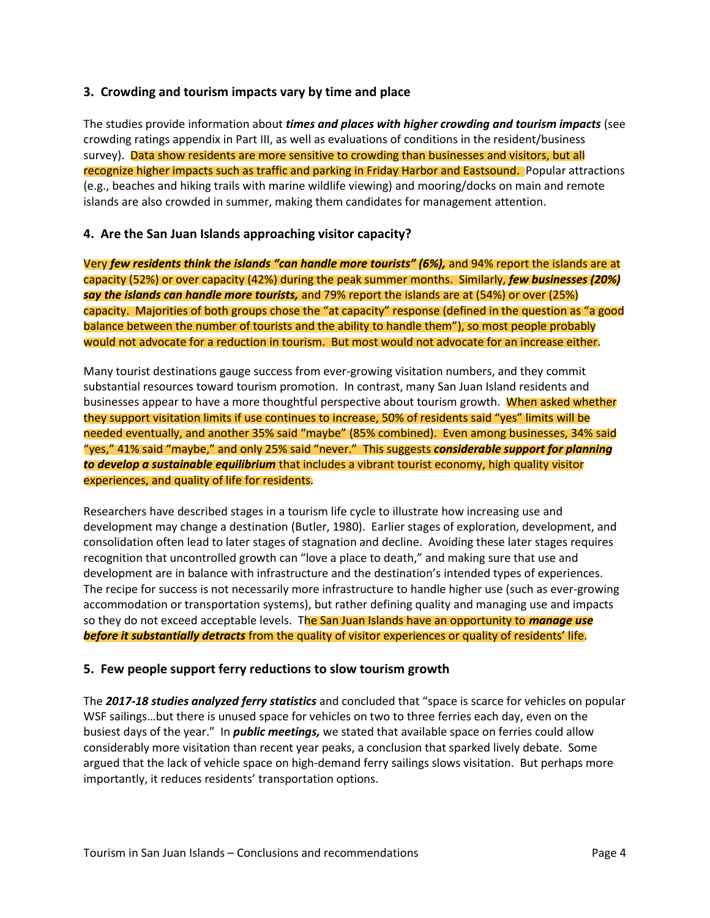## 3. Crowding and tourism impacts vary by time and place

The studies provide information about ***times and places with higher crowding and tourism impacts*** (see crowding ratings appendix in Part III, as well as evaluations of conditions in the resident/business survey). Data show residents are more sensitive to crowding than businesses and visitors, but all recognize higher impacts such as traffic and parking in Friday Harbor and Eastsound. Popular attractions (e.g., beaches and hiking trails with marine wildlife viewing) and mooring/docks on main and remote islands are also crowded in summer, making them candidates for management attention.

## 4. Are the San Juan Islands approaching visitor capacity?

Very ***few residents think the islands "can handle more tourists" (6%),*** and 94% report the islands are at capacity (52%) or over capacity (42%) during the peak summer months. Similarly, ***few businesses (20%) say the islands can handle more tourists,*** and 79% report the islands are at (54%) or over (25%) capacity. Majorities of both groups chose the "at capacity" response (defined in the question as "a good balance between the number of tourists and the ability to handle them"), so most people probably would not advocate for a reduction in tourism. But most would not advocate for an increase either.

Many tourist destinations gauge success from ever-growing visitation numbers, and they commit substantial resources toward tourism promotion. In contrast, many San Juan Island residents and businesses appear to have a more thoughtful perspective about tourism growth. When asked whether they support visitation limits if use continues to increase, 50% of residents said "yes" limits will be needed eventually, and another 35% said "maybe" (85% combined). Even among businesses, 34% said "yes," 41% said "maybe," and only 25% said "never." This suggests ***considerable support for planning to develop a sustainable equilibrium*** that includes a vibrant tourist economy, high quality visitor experiences, and quality of life for residents.

Researchers have described stages in a tourism life cycle to illustrate how increasing use and development may change a destination (Butler, 1980). Earlier stages of exploration, development, and consolidation often lead to later stages of stagnation and decline. Avoiding these later stages requires recognition that uncontrolled growth can "love a place to death," and making sure that use and development are in balance with infrastructure and the destination's intended types of experiences. The recipe for success is not necessarily more infrastructure to handle higher use (such as ever-growing accommodation or transportation systems), but rather defining quality and managing use and impacts so they do not exceed acceptable levels. The San Juan Islands have an opportunity to ***manage use before it substantially detracts*** from the quality of visitor experiences or quality of residents' life.

## 5. Few people support ferry reductions to slow tourism growth

The ***2017-18 studies analyzed ferry statistics*** and concluded that "space is scarce for vehicles on popular WSF sailings…but there is unused space for vehicles on two to three ferries each day, even on the busiest days of the year." In ***public meetings,*** we stated that available space on ferries could allow considerably more visitation than recent year peaks, a conclusion that sparked lively debate. Some argued that the lack of vehicle space on high-demand ferry sailings slows visitation. But perhaps more importantly, it reduces residents' transportation options.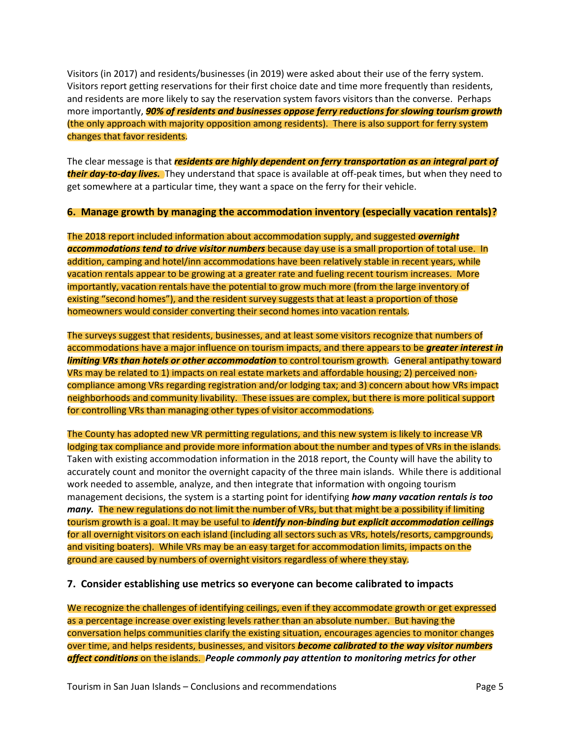Visitors (in 2017) and residents/businesses (in 2019) were asked about their use of the ferry system. Visitors report getting reservations for their first choice date and time more frequently than residents, and residents are more likely to say the reservation system favors visitors than the converse. Perhaps more importantly, ***90% of residents and businesses oppose ferry reductions for slowing tourism growth*** (the only approach with majority opposition among residents). There is also support for ferry system changes that favor residents.

The clear message is that ***residents are highly dependent on ferry transportation as an integral part of their day-to-day lives.*** They understand that space is available at off-peak times, but when they need to get somewhere at a particular time, they want a space on the ferry for their vehicle.

## 6. Manage growth by managing the accommodation inventory (especially vacation rentals)?

The 2018 report included information about accommodation supply, and suggested ***overnight accommodations tend to drive visitor numbers*** because day use is a small proportion of total use. In addition, camping and hotel/inn accommodations have been relatively stable in recent years, while vacation rentals appear to be growing at a greater rate and fueling recent tourism increases. More importantly, vacation rentals have the potential to grow much more (from the large inventory of existing "second homes"), and the resident survey suggests that at least a proportion of those homeowners would consider converting their second homes into vacation rentals.

The surveys suggest that residents, businesses, and at least some visitors recognize that numbers of accommodations have a major influence on tourism impacts, and there appears to be ***greater interest in limiting VRs than hotels or other accommodation*** to control tourism growth. General antipathy toward VRs may be related to 1) impacts on real estate markets and affordable housing; 2) perceived non-compliance among VRs regarding registration and/or lodging tax; and 3) concern about how VRs impact neighborhoods and community livability. These issues are complex, but there is more political support for controlling VRs than managing other types of visitor accommodations.

The County has adopted new VR permitting regulations, and this new system is likely to increase VR lodging tax compliance and provide more information about the number and types of VRs in the islands. Taken with existing accommodation information in the 2018 report, the County will have the ability to accurately count and monitor the overnight capacity of the three main islands. While there is additional work needed to assemble, analyze, and then integrate that information with ongoing tourism management decisions, the system is a starting point for identifying ***how many vacation rentals is too many.*** The new regulations do not limit the number of VRs, but that might be a possibility if limiting tourism growth is a goal. It may be useful to ***identify non-binding but explicit accommodation ceilings*** for all overnight visitors on each island (including all sectors such as VRs, hotels/resorts, campgrounds, and visiting boaters). While VRs may be an easy target for accommodation limits, impacts on the ground are caused by numbers of overnight visitors regardless of where they stay.

## 7. Consider establishing use metrics so everyone can become calibrated to impacts

We recognize the challenges of identifying ceilings, even if they accommodate growth or get expressed as a percentage increase over existing levels rather than an absolute number. But having the conversation helps communities clarify the existing situation, encourages agencies to monitor changes over time, and helps residents, businesses, and visitors ***become calibrated to the way visitor numbers affect conditions*** on the islands. ***People commonly pay attention to monitoring metrics for other***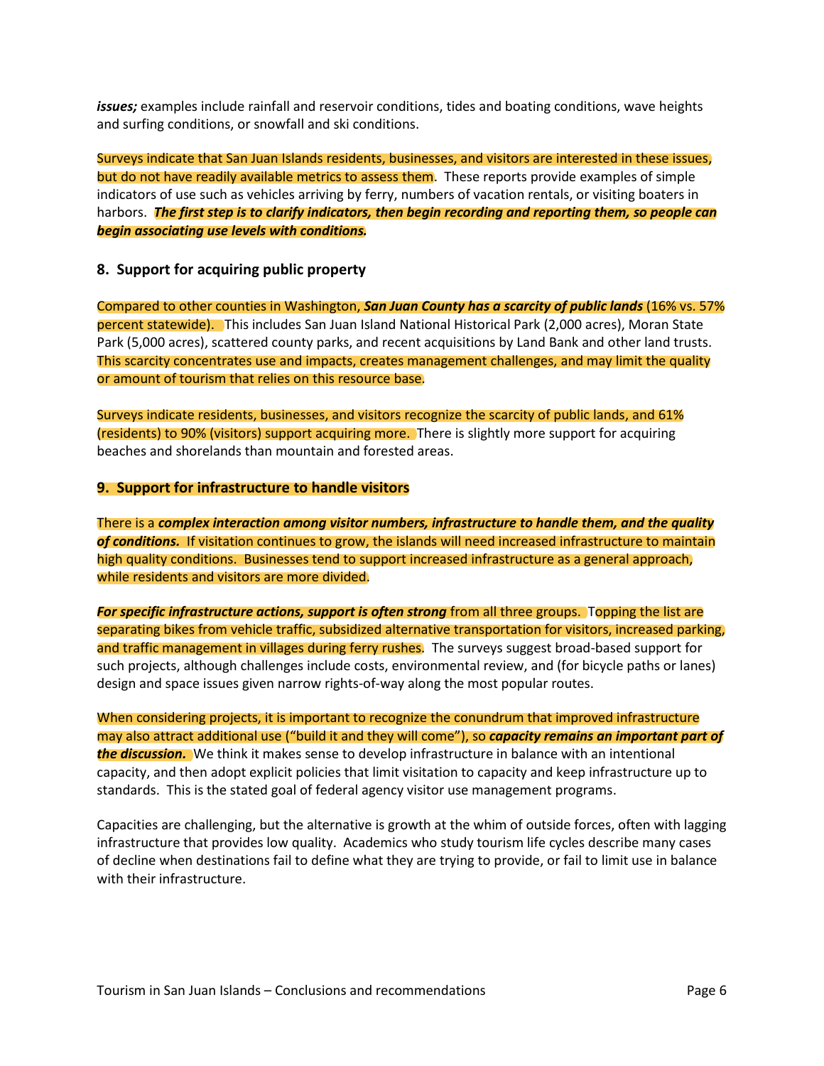***issues;*** examples include rainfall and reservoir conditions, tides and boating conditions, wave heights and surfing conditions, or snowfall and ski conditions.

Surveys indicate that San Juan Islands residents, businesses, and visitors are interested in these issues, but do not have readily available metrics to assess them. These reports provide examples of simple indicators of use such as vehicles arriving by ferry, numbers of vacation rentals, or visiting boaters in harbors. ***The first step is to clarify indicators, then begin recording and reporting them, so people can begin associating use levels with conditions.***

### 8. Support for acquiring public property

Compared to other counties in Washington, ***San Juan County has a scarcity of public lands*** (16% vs. 57% percent statewide). This includes San Juan Island National Historical Park (2,000 acres), Moran State Park (5,000 acres), scattered county parks, and recent acquisitions by Land Bank and other land trusts. This scarcity concentrates use and impacts, creates management challenges, and may limit the quality or amount of tourism that relies on this resource base.

Surveys indicate residents, businesses, and visitors recognize the scarcity of public lands, and 61% (residents) to 90% (visitors) support acquiring more. There is slightly more support for acquiring beaches and shorelands than mountain and forested areas.

### 9. Support for infrastructure to handle visitors

There is a ***complex interaction among visitor numbers, infrastructure to handle them, and the quality of conditions.*** If visitation continues to grow, the islands will need increased infrastructure to maintain high quality conditions. Businesses tend to support increased infrastructure as a general approach, while residents and visitors are more divided.

***For specific infrastructure actions, support is often strong*** from all three groups. Topping the list are separating bikes from vehicle traffic, subsidized alternative transportation for visitors, increased parking, and traffic management in villages during ferry rushes. The surveys suggest broad-based support for such projects, although challenges include costs, environmental review, and (for bicycle paths or lanes) design and space issues given narrow rights-of-way along the most popular routes.

When considering projects, it is important to recognize the conundrum that improved infrastructure may also attract additional use ("build it and they will come"), so ***capacity remains an important part of the discussion.*** We think it makes sense to develop infrastructure in balance with an intentional capacity, and then adopt explicit policies that limit visitation to capacity and keep infrastructure up to standards. This is the stated goal of federal agency visitor use management programs.

Capacities are challenging, but the alternative is growth at the whim of outside forces, often with lagging infrastructure that provides low quality. Academics who study tourism life cycles describe many cases of decline when destinations fail to define what they are trying to provide, or fail to limit use in balance with their infrastructure.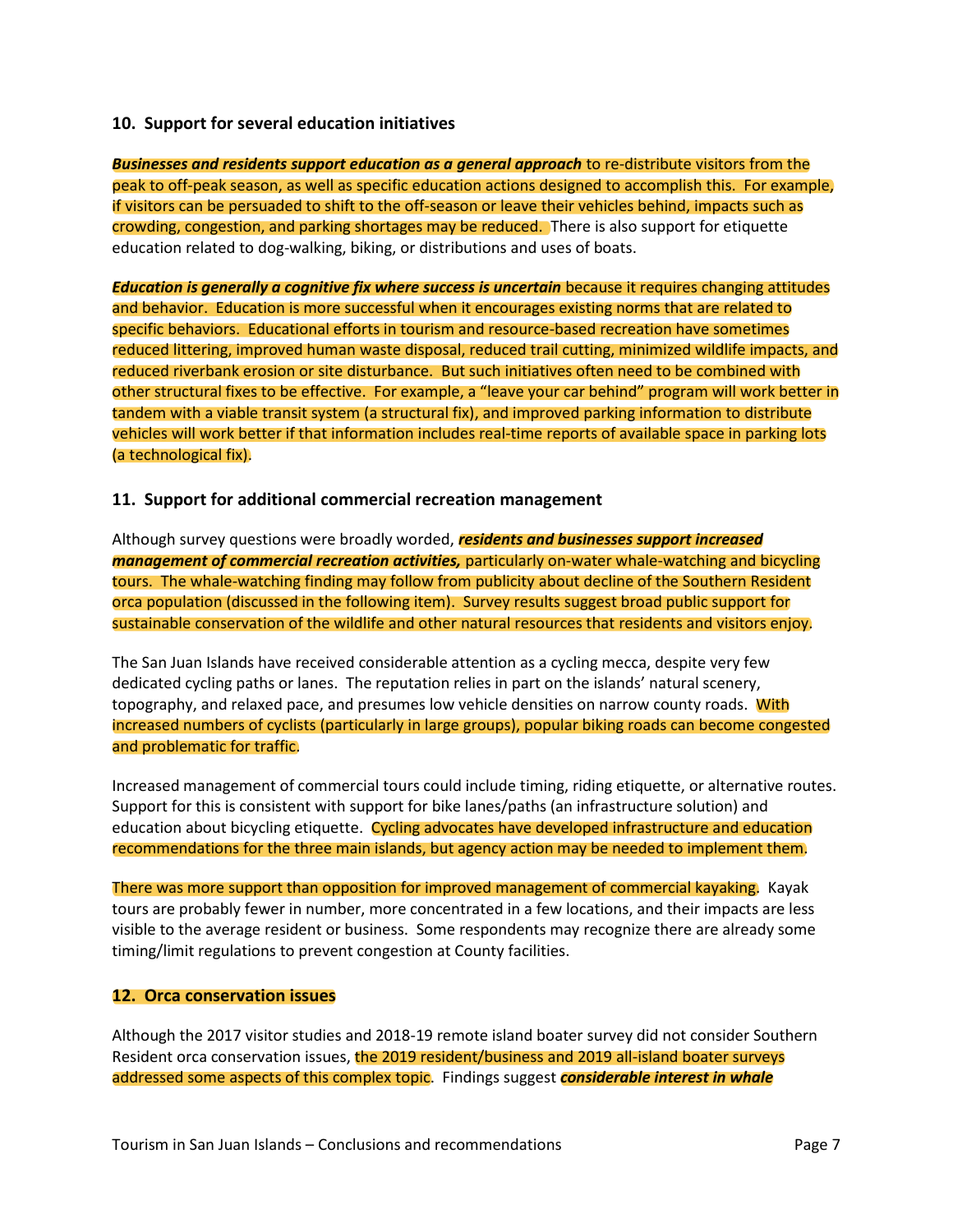### 10. Support for several education initiatives

***Businesses and residents support education as a general approach*** to re-distribute visitors from the peak to off-peak season, as well as specific education actions designed to accomplish this. For example, if visitors can be persuaded to shift to the off-season or leave their vehicles behind, impacts such as crowding, congestion, and parking shortages may be reduced. There is also support for etiquette education related to dog-walking, biking, or distributions and uses of boats.

***Education is generally a cognitive fix where success is uncertain*** because it requires changing attitudes and behavior. Education is more successful when it encourages existing norms that are related to specific behaviors. Educational efforts in tourism and resource-based recreation have sometimes reduced littering, improved human waste disposal, reduced trail cutting, minimized wildlife impacts, and reduced riverbank erosion or site disturbance. But such initiatives often need to be combined with other structural fixes to be effective. For example, a "leave your car behind" program will work better in tandem with a viable transit system (a structural fix), and improved parking information to distribute vehicles will work better if that information includes real-time reports of available space in parking lots (a technological fix).

### 11. Support for additional commercial recreation management

Although survey questions were broadly worded, ***residents and businesses support increased management of commercial recreation activities,*** particularly on-water whale-watching and bicycling tours. The whale-watching finding may follow from publicity about decline of the Southern Resident orca population (discussed in the following item). Survey results suggest broad public support for sustainable conservation of the wildlife and other natural resources that residents and visitors enjoy.

The San Juan Islands have received considerable attention as a cycling mecca, despite very few dedicated cycling paths or lanes. The reputation relies in part on the islands' natural scenery, topography, and relaxed pace, and presumes low vehicle densities on narrow county roads. With increased numbers of cyclists (particularly in large groups), popular biking roads can become congested and problematic for traffic.

Increased management of commercial tours could include timing, riding etiquette, or alternative routes. Support for this is consistent with support for bike lanes/paths (an infrastructure solution) and education about bicycling etiquette. Cycling advocates have developed infrastructure and education recommendations for the three main islands, but agency action may be needed to implement them.

There was more support than opposition for improved management of commercial kayaking. Kayak tours are probably fewer in number, more concentrated in a few locations, and their impacts are less visible to the average resident or business. Some respondents may recognize there are already some timing/limit regulations to prevent congestion at County facilities.

### 12. Orca conservation issues

Although the 2017 visitor studies and 2018-19 remote island boater survey did not consider Southern Resident orca conservation issues, the 2019 resident/business and 2019 all-island boater surveys addressed some aspects of this complex topic. Findings suggest ***considerable interest in whale***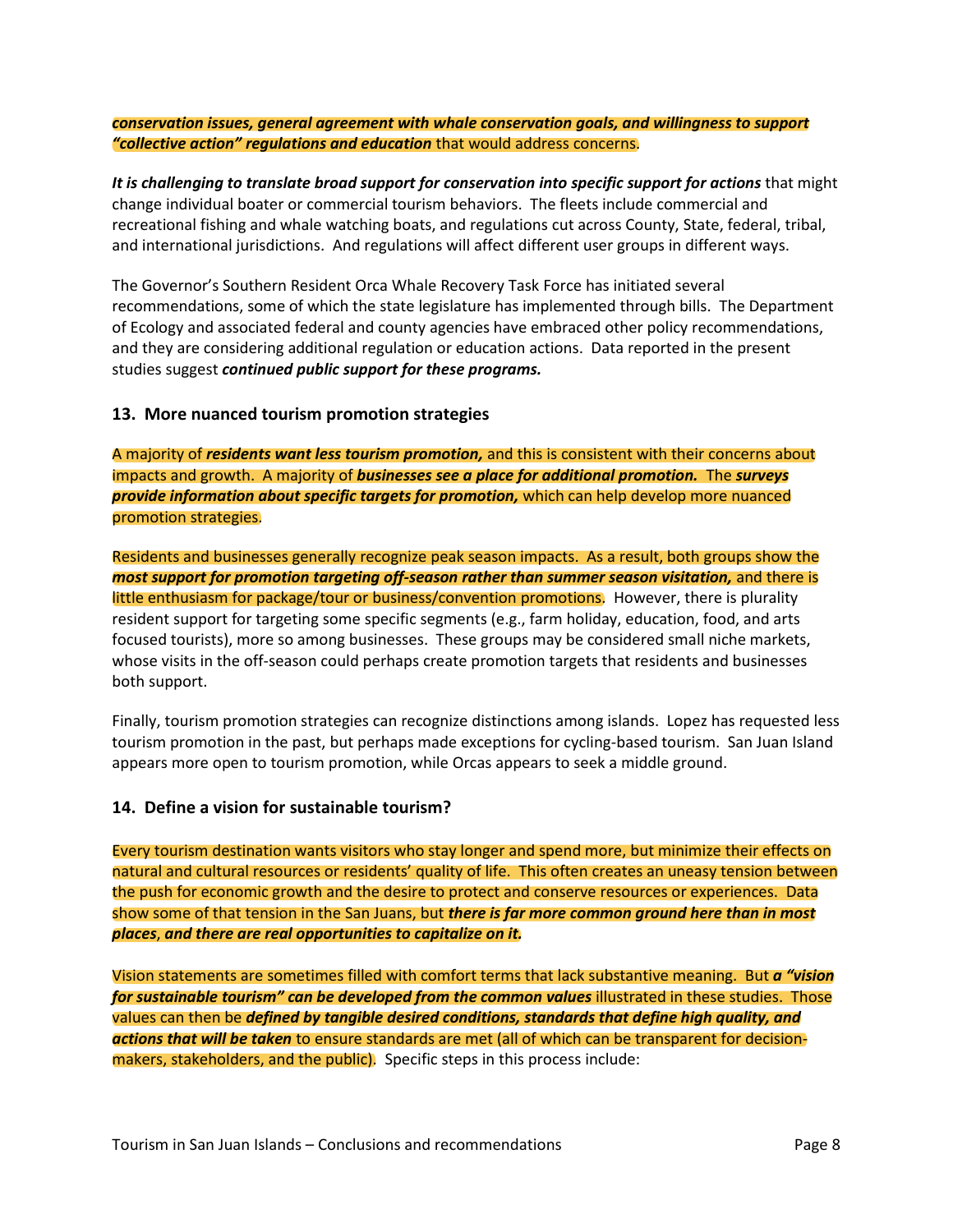***conservation issues, general agreement with whale conservation goals, and willingness to support "collective action" regulations and education*** that would address concerns.

***It is challenging to translate broad support for conservation into specific support for actions*** that might change individual boater or commercial tourism behaviors. The fleets include commercial and recreational fishing and whale watching boats, and regulations cut across County, State, federal, tribal, and international jurisdictions. And regulations will affect different user groups in different ways.

The Governor's Southern Resident Orca Whale Recovery Task Force has initiated several recommendations, some of which the state legislature has implemented through bills. The Department of Ecology and associated federal and county agencies have embraced other policy recommendations, and they are considering additional regulation or education actions. Data reported in the present studies suggest ***continued public support for these programs.***

### 13. More nuanced tourism promotion strategies

A majority of ***residents want less tourism promotion,*** and this is consistent with their concerns about impacts and growth. A majority of ***businesses see a place for additional promotion.*** The ***surveys provide information about specific targets for promotion,*** which can help develop more nuanced promotion strategies.

Residents and businesses generally recognize peak season impacts. As a result, both groups show the ***most support for promotion targeting off-season rather than summer season visitation,*** and there is little enthusiasm for package/tour or business/convention promotions. However, there is plurality resident support for targeting some specific segments (e.g., farm holiday, education, food, and arts focused tourists), more so among businesses. These groups may be considered small niche markets, whose visits in the off-season could perhaps create promotion targets that residents and businesses both support.

Finally, tourism promotion strategies can recognize distinctions among islands. Lopez has requested less tourism promotion in the past, but perhaps made exceptions for cycling-based tourism. San Juan Island appears more open to tourism promotion, while Orcas appears to seek a middle ground.

### 14. Define a vision for sustainable tourism?

Every tourism destination wants visitors who stay longer and spend more, but minimize their effects on natural and cultural resources or residents' quality of life. This often creates an uneasy tension between the push for economic growth and the desire to protect and conserve resources or experiences. Data show some of that tension in the San Juans, but ***there is far more common ground here than in most places, and there are real opportunities to capitalize on it.***

Vision statements are sometimes filled with comfort terms that lack substantive meaning. But ***a "vision for sustainable tourism" can be developed from the common values*** illustrated in these studies. Those values can then be ***defined by tangible desired conditions, standards that define high quality, and actions that will be taken*** to ensure standards are met (all of which can be transparent for decision-makers, stakeholders, and the public). Specific steps in this process include: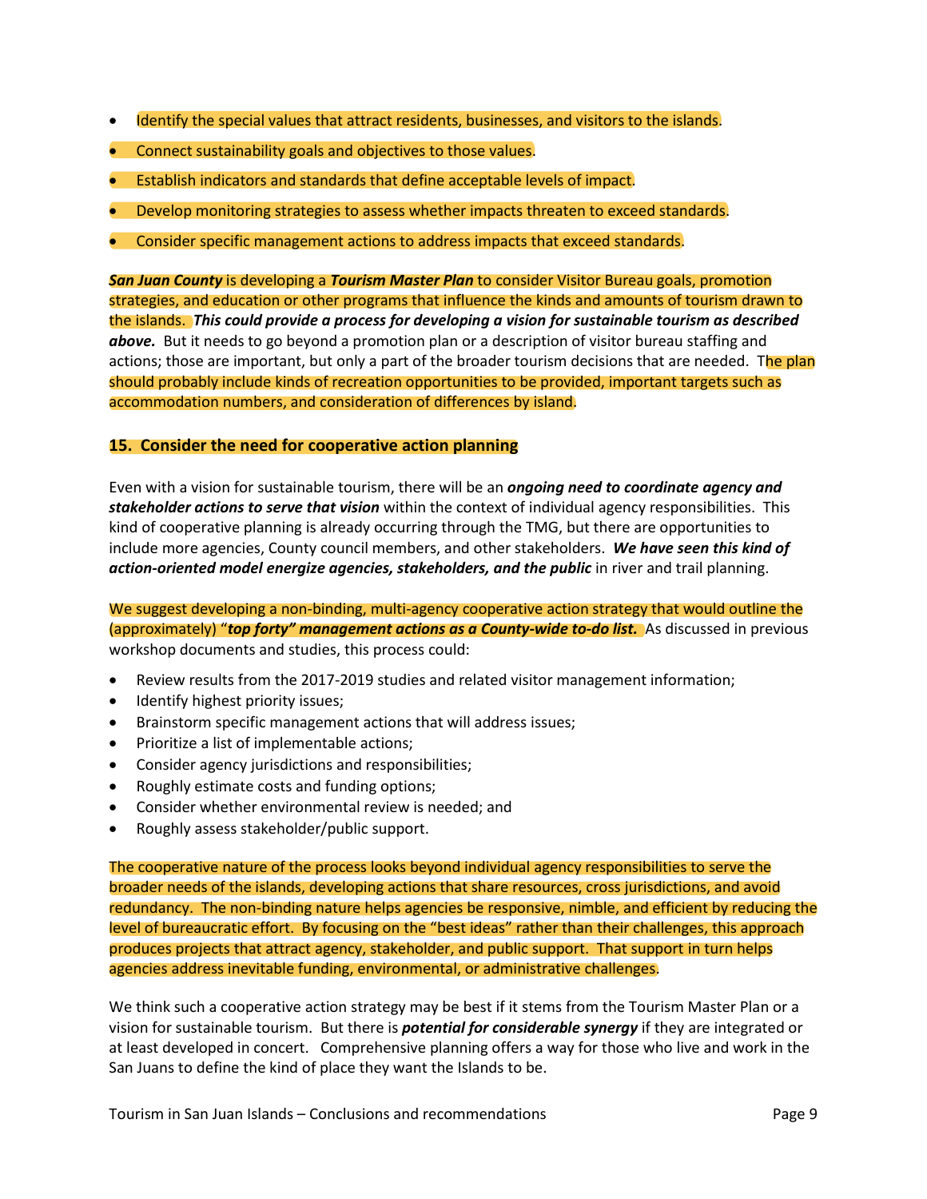- Identify the special values that attract residents, businesses, and visitors to the islands.
- Connect sustainability goals and objectives to those values.
- Establish indicators and standards that define acceptable levels of impact.
- Develop monitoring strategies to assess whether impacts threaten to exceed standards.
- Consider specific management actions to address impacts that exceed standards.

***San Juan County*** is developing a ***Tourism Master Plan*** to consider Visitor Bureau goals, promotion strategies, and education or other programs that influence the kinds and amounts of tourism drawn to the islands. ***This could provide a process for developing a vision for sustainable tourism as described above.*** But it needs to go beyond a promotion plan or a description of visitor bureau staffing and actions; those are important, but only a part of the broader tourism decisions that are needed. The plan should probably include kinds of recreation opportunities to be provided, important targets such as accommodation numbers, and consideration of differences by island.

### 15. Consider the need for cooperative action planning

Even with a vision for sustainable tourism, there will be an ***ongoing need to coordinate agency and stakeholder actions to serve that vision*** within the context of individual agency responsibilities. This kind of cooperative planning is already occurring through the TMG, but there are opportunities to include more agencies, County council members, and other stakeholders. ***We have seen this kind of action-oriented model energize agencies, stakeholders, and the public*** in river and trail planning.

We suggest developing a non-binding, multi-agency cooperative action strategy that would outline the (approximately) "***top forty" management actions as a County-wide to-do list.*** As discussed in previous workshop documents and studies, this process could:

- Review results from the 2017-2019 studies and related visitor management information;
- Identify highest priority issues;
- Brainstorm specific management actions that will address issues;
- Prioritize a list of implementable actions;
- Consider agency jurisdictions and responsibilities;
- Roughly estimate costs and funding options;
- Consider whether environmental review is needed; and
- Roughly assess stakeholder/public support.

The cooperative nature of the process looks beyond individual agency responsibilities to serve the broader needs of the islands, developing actions that share resources, cross jurisdictions, and avoid redundancy. The non-binding nature helps agencies be responsive, nimble, and efficient by reducing the level of bureaucratic effort. By focusing on the "best ideas" rather than their challenges, this approach produces projects that attract agency, stakeholder, and public support. That support in turn helps agencies address inevitable funding, environmental, or administrative challenges.

We think such a cooperative action strategy may be best if it stems from the Tourism Master Plan or a vision for sustainable tourism. But there is ***potential for considerable synergy*** if they are integrated or at least developed in concert. Comprehensive planning offers a way for those who live and work in the San Juans to define the kind of place they want the Islands to be.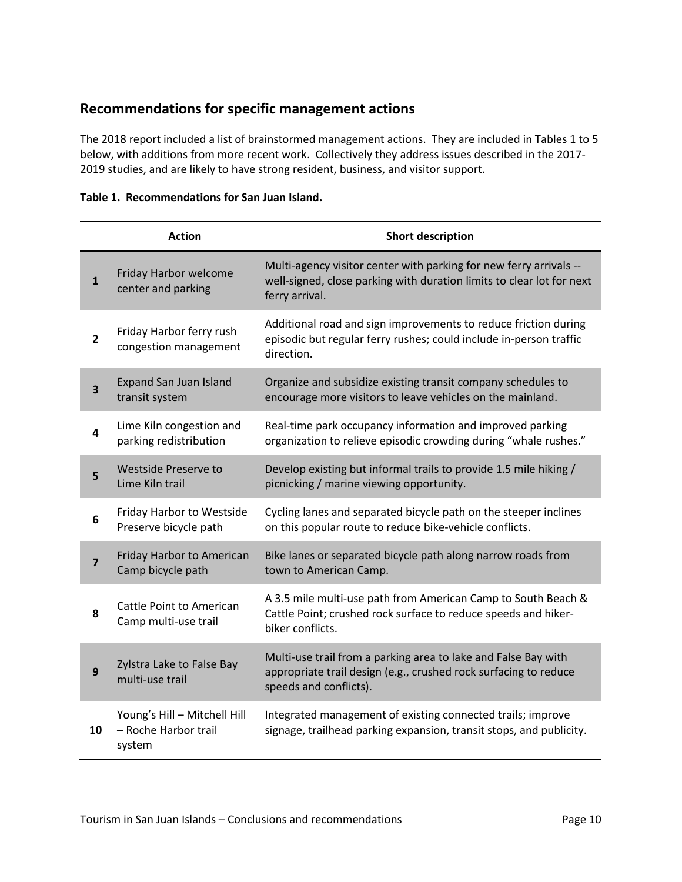## Recommendations for specific management actions

The 2018 report included a list of brainstormed management actions. They are included in Tables 1 to 5 below, with additions from more recent work. Collectively they address issues described in the 2017-2019 studies, and are likely to have strong resident, business, and visitor support.

**Table 1. Recommendations for San Juan Island.**

| | Action | Short description |
|---|---|---|
| **1** | Friday Harbor welcome center and parking | Multi-agency visitor center with parking for new ferry arrivals -- well-signed, close parking with duration limits to clear lot for next ferry arrival. |
| **2** | Friday Harbor ferry rush congestion management | Additional road and sign improvements to reduce friction during episodic but regular ferry rushes; could include in-person traffic direction. |
| **3** | Expand San Juan Island transit system | Organize and subsidize existing transit company schedules to encourage more visitors to leave vehicles on the mainland. |
| **4** | Lime Kiln congestion and parking redistribution | Real-time park occupancy information and improved parking organization to relieve episodic crowding during "whale rushes." |
| **5** | Westside Preserve to Lime Kiln trail | Develop existing but informal trails to provide 1.5 mile hiking / picnicking / marine viewing opportunity. |
| **6** | Friday Harbor to Westside Preserve bicycle path | Cycling lanes and separated bicycle path on the steeper inclines on this popular route to reduce bike-vehicle conflicts. |
| **7** | Friday Harbor to American Camp bicycle path | Bike lanes or separated bicycle path along narrow roads from town to American Camp. |
| **8** | Cattle Point to American Camp multi-use trail | A 3.5 mile multi-use path from American Camp to South Beach & Cattle Point; crushed rock surface to reduce speeds and hiker-biker conflicts. |
| **9** | Zylstra Lake to False Bay multi-use trail | Multi-use trail from a parking area to lake and False Bay with appropriate trail design (e.g., crushed rock surfacing to reduce speeds and conflicts). |
| **10** | Young's Hill – Mitchell Hill – Roche Harbor trail system | Integrated management of existing connected trails; improve signage, trailhead parking expansion, transit stops, and publicity. |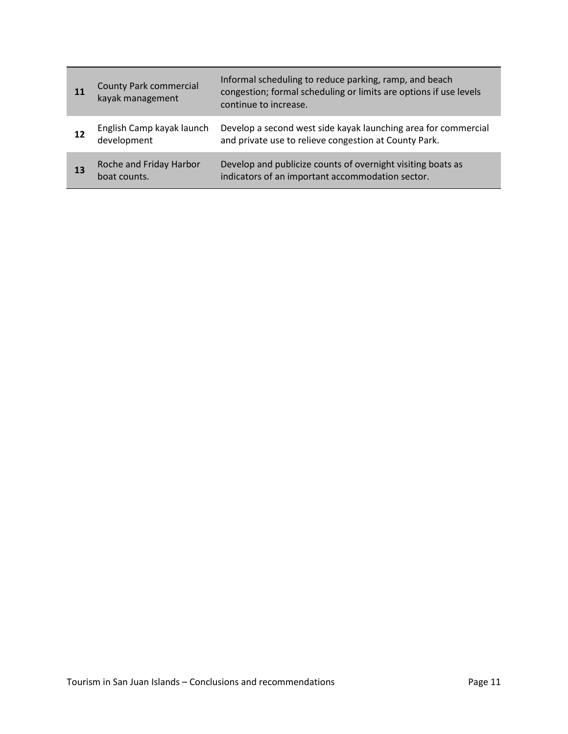| | | |
|---|---|---|
| **11** | County Park commercial kayak management | Informal scheduling to reduce parking, ramp, and beach congestion; formal scheduling or limits are options if use levels continue to increase. |
| **12** | English Camp kayak launch development | Develop a second west side kayak launching area for commercial and private use to relieve congestion at County Park. |
| **13** | Roche and Friday Harbor boat counts. | Develop and publicize counts of overnight visiting boats as indicators of an important accommodation sector. |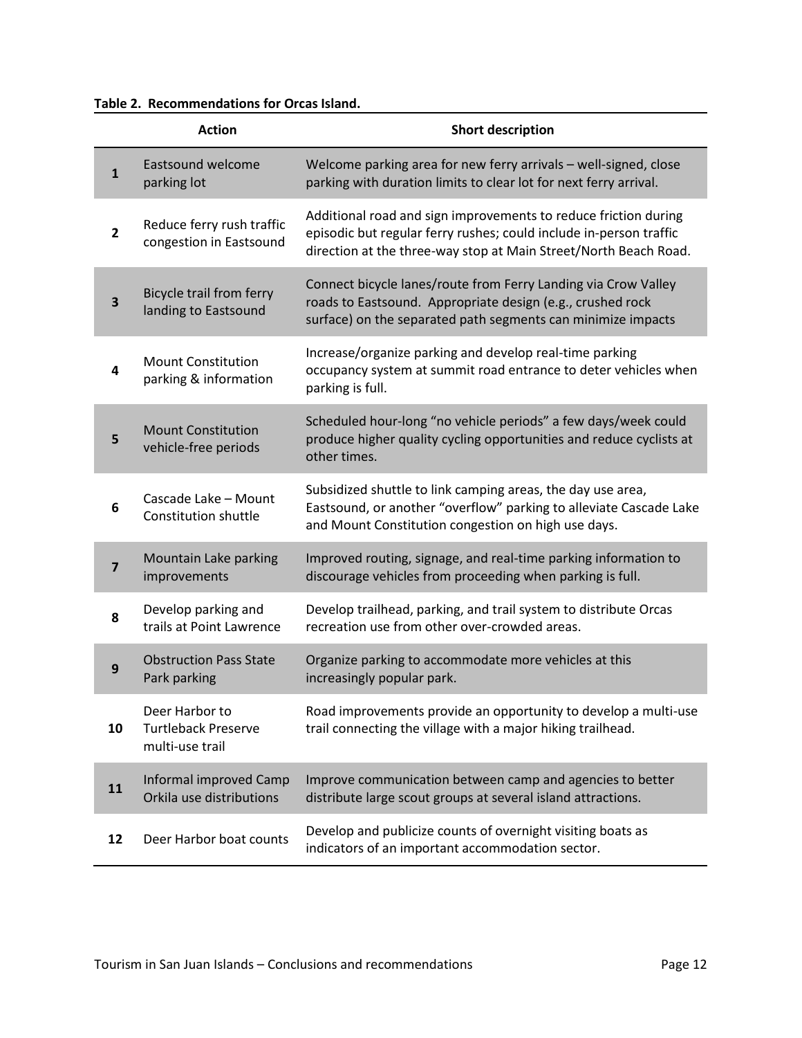**Table 2. Recommendations for Orcas Island.**

| | Action | Short description |
|---|---|---|
| **1** | Eastsound welcome parking lot | Welcome parking area for new ferry arrivals – well-signed, close parking with duration limits to clear lot for next ferry arrival. |
| **2** | Reduce ferry rush traffic congestion in Eastsound | Additional road and sign improvements to reduce friction during episodic but regular ferry rushes; could include in-person traffic direction at the three-way stop at Main Street/North Beach Road. |
| **3** | Bicycle trail from ferry landing to Eastsound | Connect bicycle lanes/route from Ferry Landing via Crow Valley roads to Eastsound. Appropriate design (e.g., crushed rock surface) on the separated path segments can minimize impacts |
| **4** | Mount Constitution parking & information | Increase/organize parking and develop real-time parking occupancy system at summit road entrance to deter vehicles when parking is full. |
| **5** | Mount Constitution vehicle-free periods | Scheduled hour-long "no vehicle periods" a few days/week could produce higher quality cycling opportunities and reduce cyclists at other times. |
| **6** | Cascade Lake – Mount Constitution shuttle | Subsidized shuttle to link camping areas, the day use area, Eastsound, or another "overflow" parking to alleviate Cascade Lake and Mount Constitution congestion on high use days. |
| **7** | Mountain Lake parking improvements | Improved routing, signage, and real-time parking information to discourage vehicles from proceeding when parking is full. |
| **8** | Develop parking and trails at Point Lawrence | Develop trailhead, parking, and trail system to distribute Orcas recreation use from other over-crowded areas. |
| **9** | Obstruction Pass State Park parking | Organize parking to accommodate more vehicles at this increasingly popular park. |
| **10** | Deer Harbor to Turtleback Preserve multi-use trail | Road improvements provide an opportunity to develop a multi-use trail connecting the village with a major hiking trailhead. |
| **11** | Informal improved Camp Orkila use distributions | Improve communication between camp and agencies to better distribute large scout groups at several island attractions. |
| **12** | Deer Harbor boat counts | Develop and publicize counts of overnight visiting boats as indicators of an important accommodation sector. |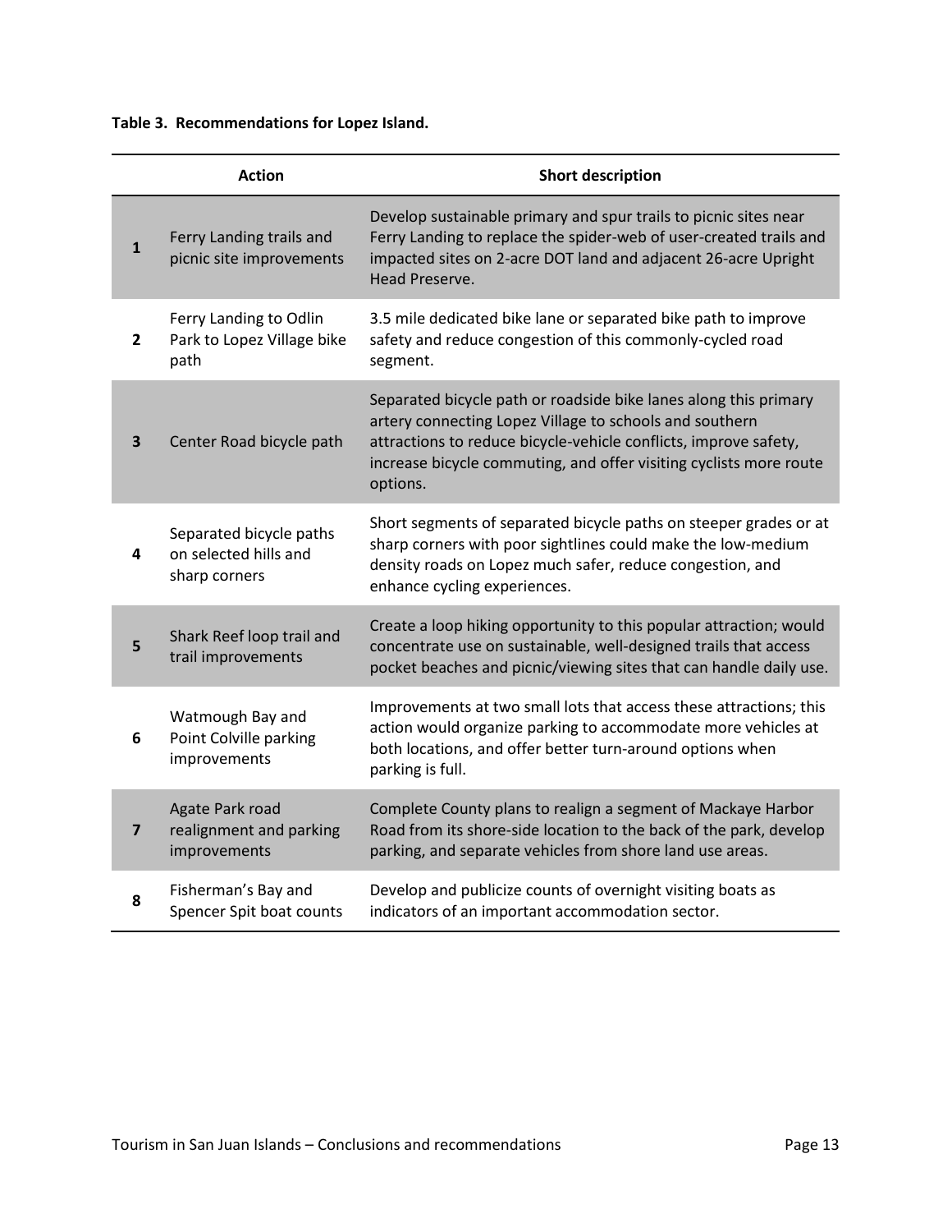**Table 3. Recommendations for Lopez Island.**

| | Action | Short description |
|---|---|---|
| **1** | Ferry Landing trails and picnic site improvements | Develop sustainable primary and spur trails to picnic sites near Ferry Landing to replace the spider-web of user-created trails and impacted sites on 2-acre DOT land and adjacent 26-acre Upright Head Preserve. |
| **2** | Ferry Landing to Odlin Park to Lopez Village bike path | 3.5 mile dedicated bike lane or separated bike path to improve safety and reduce congestion of this commonly-cycled road segment. |
| **3** | Center Road bicycle path | Separated bicycle path or roadside bike lanes along this primary artery connecting Lopez Village to schools and southern attractions to reduce bicycle-vehicle conflicts, improve safety, increase bicycle commuting, and offer visiting cyclists more route options. |
| **4** | Separated bicycle paths on selected hills and sharp corners | Short segments of separated bicycle paths on steeper grades or at sharp corners with poor sightlines could make the low-medium density roads on Lopez much safer, reduce congestion, and enhance cycling experiences. |
| **5** | Shark Reef loop trail and trail improvements | Create a loop hiking opportunity to this popular attraction; would concentrate use on sustainable, well-designed trails that access pocket beaches and picnic/viewing sites that can handle daily use. |
| **6** | Watmough Bay and Point Colville parking improvements | Improvements at two small lots that access these attractions; this action would organize parking to accommodate more vehicles at both locations, and offer better turn-around options when parking is full. |
| **7** | Agate Park road realignment and parking improvements | Complete County plans to realign a segment of Mackaye Harbor Road from its shore-side location to the back of the park, develop parking, and separate vehicles from shore land use areas. |
| **8** | Fisherman's Bay and Spencer Spit boat counts | Develop and publicize counts of overnight visiting boats as indicators of an important accommodation sector. |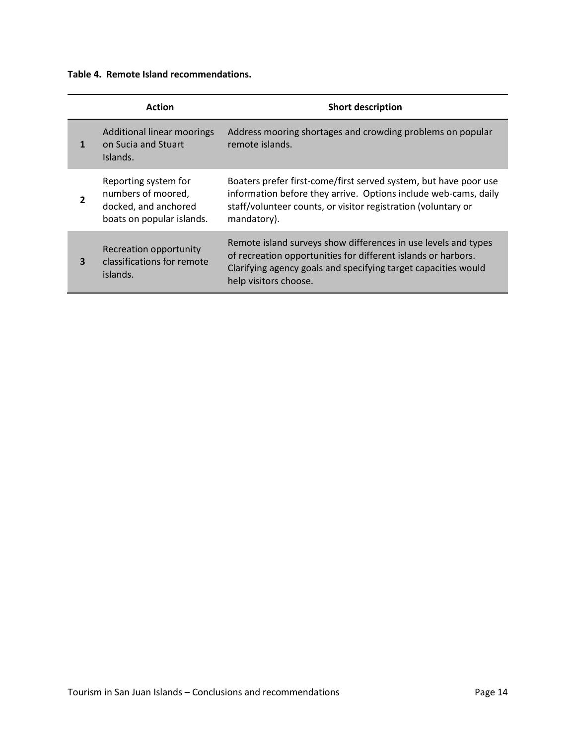**Table 4. Remote Island recommendations.**

| | Action | Short description |
|---|---|---|
| **1** | Additional linear moorings on Sucia and Stuart Islands. | Address mooring shortages and crowding problems on popular remote islands. |
| **2** | Reporting system for numbers of moored, docked, and anchored boats on popular islands. | Boaters prefer first-come/first served system, but have poor use information before they arrive. Options include web-cams, daily staff/volunteer counts, or visitor registration (voluntary or mandatory). |
| **3** | Recreation opportunity classifications for remote islands. | Remote island surveys show differences in use levels and types of recreation opportunities for different islands or harbors. Clarifying agency goals and specifying target capacities would help visitors choose. |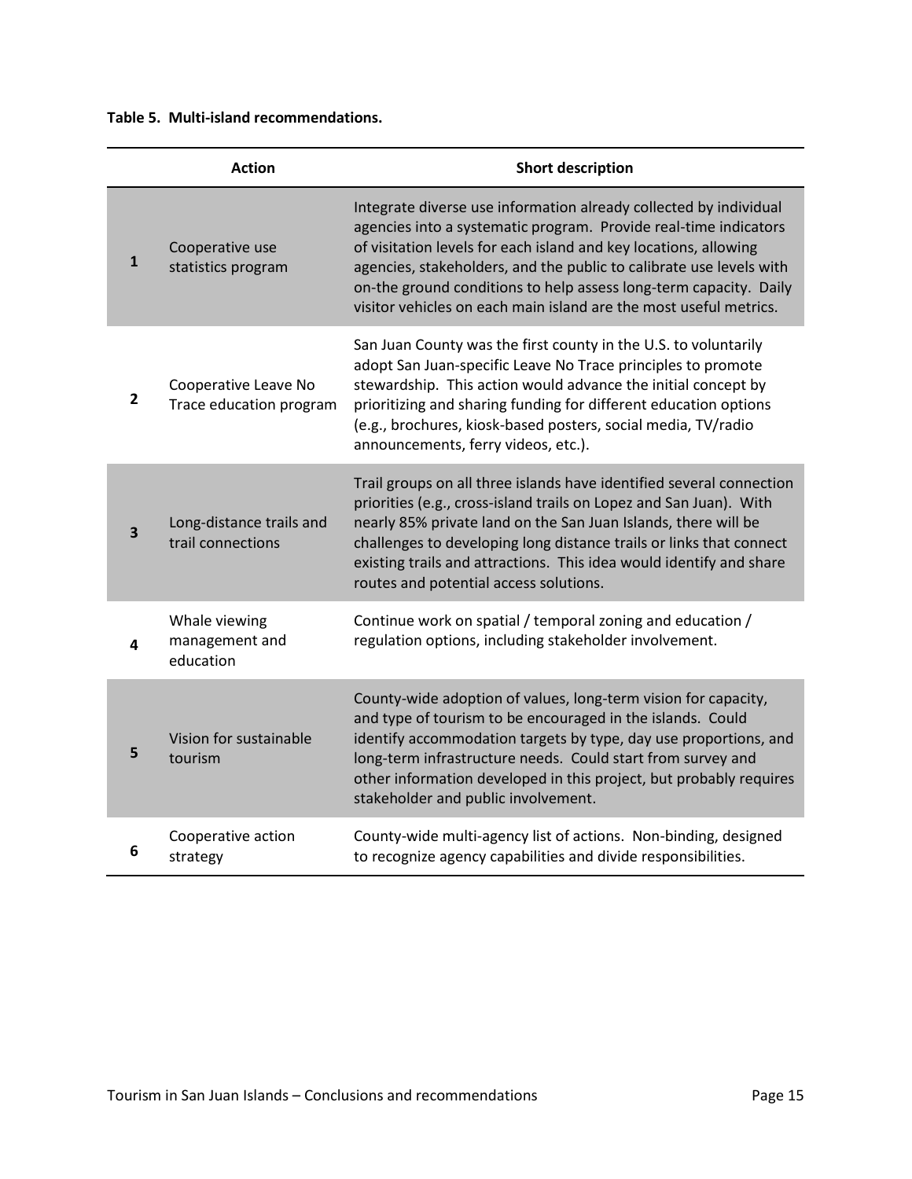**Table 5. Multi-island recommendations.**

| | Action | Short description |
|---|---|---|
| **1** | Cooperative use statistics program | Integrate diverse use information already collected by individual agencies into a systematic program. Provide real-time indicators of visitation levels for each island and key locations, allowing agencies, stakeholders, and the public to calibrate use levels with on-the ground conditions to help assess long-term capacity. Daily visitor vehicles on each main island are the most useful metrics. |
| **2** | Cooperative Leave No Trace education program | San Juan County was the first county in the U.S. to voluntarily adopt San Juan-specific Leave No Trace principles to promote stewardship. This action would advance the initial concept by prioritizing and sharing funding for different education options (e.g., brochures, kiosk-based posters, social media, TV/radio announcements, ferry videos, etc.). |
| **3** | Long-distance trails and trail connections | Trail groups on all three islands have identified several connection priorities (e.g., cross-island trails on Lopez and San Juan). With nearly 85% private land on the San Juan Islands, there will be challenges to developing long distance trails or links that connect existing trails and attractions. This idea would identify and share routes and potential access solutions. |
| **4** | Whale viewing management and education | Continue work on spatial / temporal zoning and education / regulation options, including stakeholder involvement. |
| **5** | Vision for sustainable tourism | County-wide adoption of values, long-term vision for capacity, and type of tourism to be encouraged in the islands. Could identify accommodation targets by type, day use proportions, and long-term infrastructure needs. Could start from survey and other information developed in this project, but probably requires stakeholder and public involvement. |
| **6** | Cooperative action strategy | County-wide multi-agency list of actions. Non-binding, designed to recognize agency capabilities and divide responsibilities. |